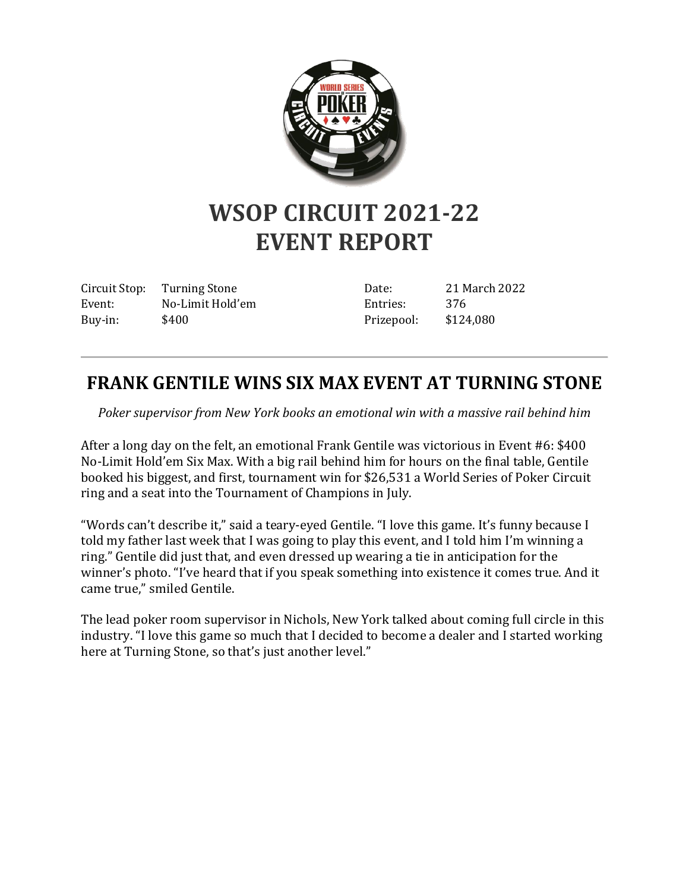# WSOP CIRCUIT 2021-22 EVENT REPORT

| | | | |
|---|---|---|---|
| Circuit Stop: | Turning Stone | Date: | 21 March 2022 |
| Event: | No-Limit Hold'em | Entries: | 376 |
| Buy-in: | $400 | Prizepool: | $124,080 |

---

## FRANK GENTILE WINS SIX MAX EVENT AT TURNING STONE

*Poker supervisor from New York books an emotional win with a massive rail behind him*

After a long day on the felt, an emotional Frank Gentile was victorious in Event #6: $400 No-Limit Hold'em Six Max. With a big rail behind him for hours on the final table, Gentile booked his biggest, and first, tournament win for $26,531 a World Series of Poker Circuit ring and a seat into the Tournament of Champions in July.

"Words can't describe it," said a teary-eyed Gentile. "I love this game. It's funny because I told my father last week that I was going to play this event, and I told him I'm winning a ring." Gentile did just that, and even dressed up wearing a tie in anticipation for the winner's photo. "I've heard that if you speak something into existence it comes true. And it came true," smiled Gentile.

The lead poker room supervisor in Nichols, New York talked about coming full circle in this industry. "I love this game so much that I decided to become a dealer and I started working here at Turning Stone, so that's just another level."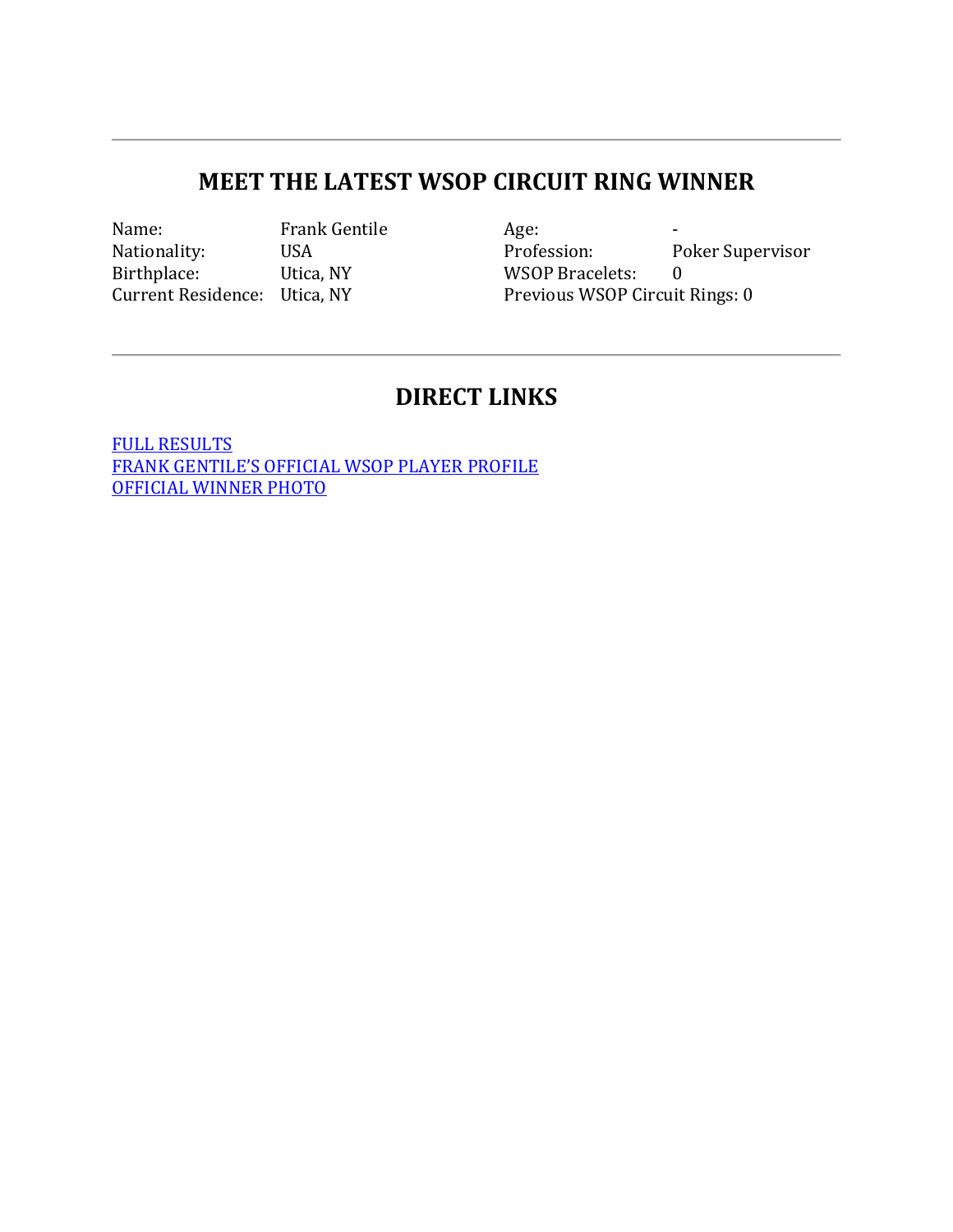## MEET THE LATEST WSOP CIRCUIT RING WINNER

| | | | |
|---|---|---|---|
| Name: | Frank Gentile | Age: | - |
| Nationality: | USA | Profession: | Poker Supervisor |
| Birthplace: | Utica, NY | WSOP Bracelets: | 0 |
| Current Residence: | Utica, NY | Previous WSOP Circuit Rings: | 0 |

## DIRECT LINKS

FULL RESULTS
FRANK GENTILE'S OFFICIAL WSOP PLAYER PROFILE
OFFICIAL WINNER PHOTO